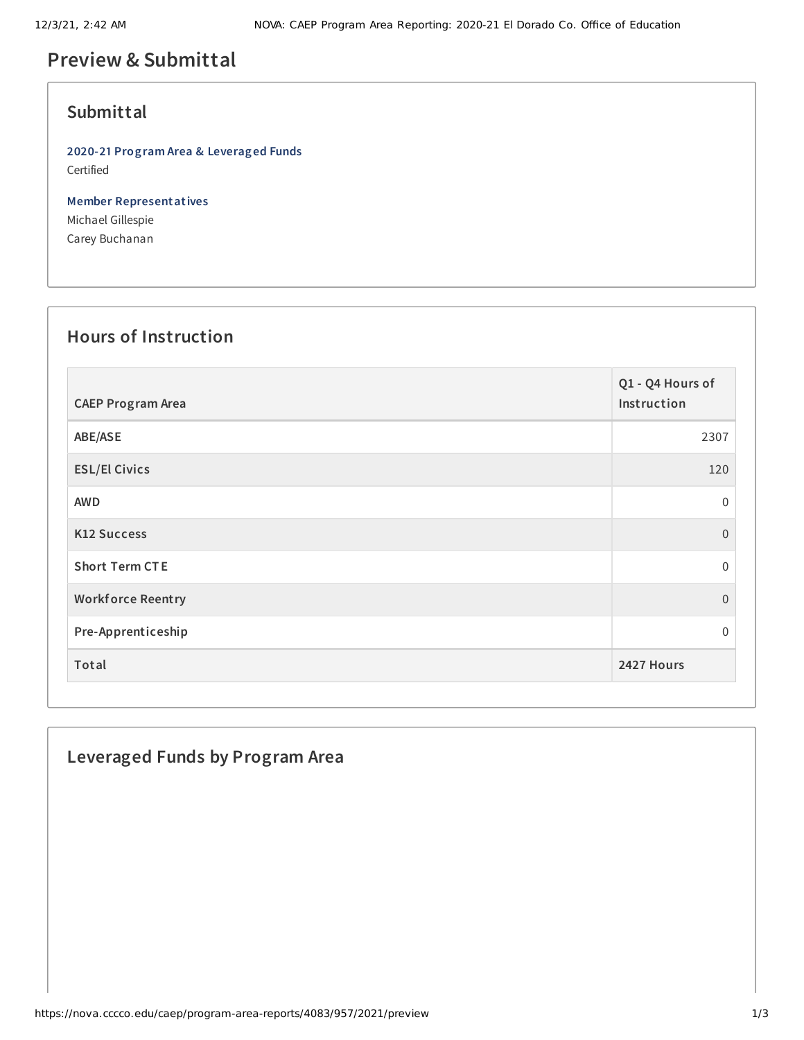# Preview & Submittal

## Submittal

**2020-21 Program Area & Leveraged Funds**
Certified

**Member Representatives**
Michael Gillespie
Carey Buchanan

## Hours of Instruction

| CAEP Program Area | Q1 - Q4 Hours of Instruction |
|---|---|
| ABE/ASE | 2307 |
| ESL/El Civics | 120 |
| AWD | 0 |
| K12 Success | 0 |
| Short Term CTE | 0 |
| Workforce Reentry | 0 |
| Pre-Apprenticeship | 0 |
| Total | 2427 Hours |

## Leveraged Funds by Program Area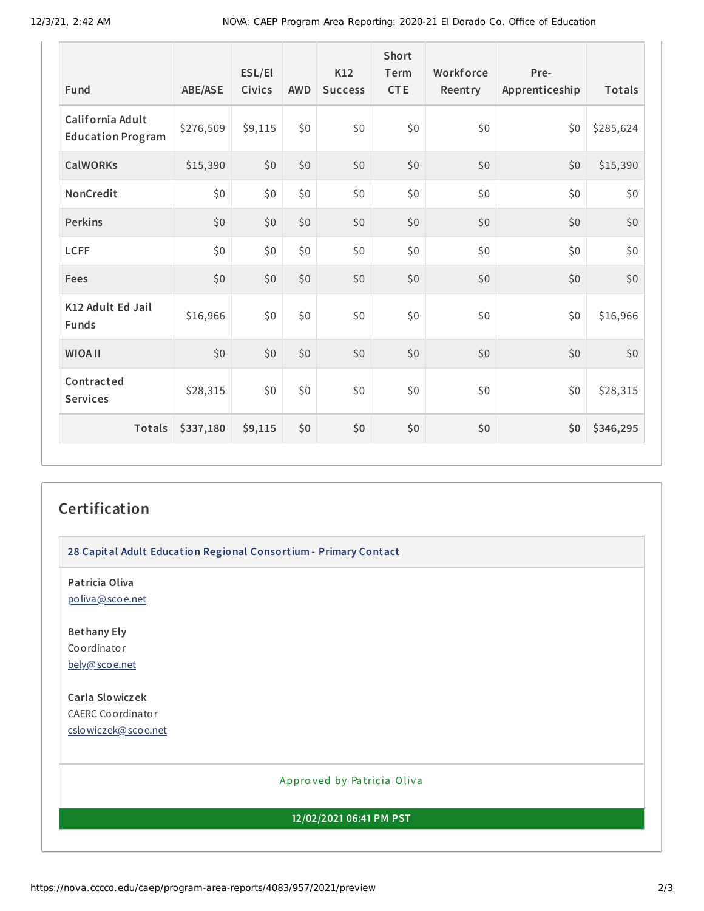| Fund | ABE/ASE | ESL/El Civics | AWD | K12 Success | Short Term CTE | Workforce Reentry | Pre-Apprenticeship | Totals |
|---|---|---|---|---|---|---|---|---|
| **California Adult Education Program** | $276,509 | $9,115 | $0 | $0 | $0 | $0 | $0 | $285,624 |
| **CalWORKs** | $15,390 | $0 | $0 | $0 | $0 | $0 | $0 | $15,390 |
| **NonCredit** | $0 | $0 | $0 | $0 | $0 | $0 | $0 | $0 |
| **Perkins** | $0 | $0 | $0 | $0 | $0 | $0 | $0 | $0 |
| **LCFF** | $0 | $0 | $0 | $0 | $0 | $0 | $0 | $0 |
| **Fees** | $0 | $0 | $0 | $0 | $0 | $0 | $0 | $0 |
| **K12 Adult Ed Jail Funds** | $16,966 | $0 | $0 | $0 | $0 | $0 | $0 | $16,966 |
| **WIOA II** | $0 | $0 | $0 | $0 | $0 | $0 | $0 | $0 |
| **Contracted Services** | $28,315 | $0 | $0 | $0 | $0 | $0 | $0 | $28,315 |
| **Totals** | **$337,180** | **$9,115** | **$0** | **$0** | **$0** | **$0** | **$0** | **$346,295** |

## Certification

**28 Capital Adult Education Regional Consortium - Primary Contact**

**Patricia Oliva**
poliva@scoe.net

**Bethany Ely**
Coordinator
bely@scoe.net

**Carla Slowiczek**
CAERC Coordinator
cslowiczek@scoe.net

Approved by Patricia Oliva

**12/02/2021 06:41 PM PST**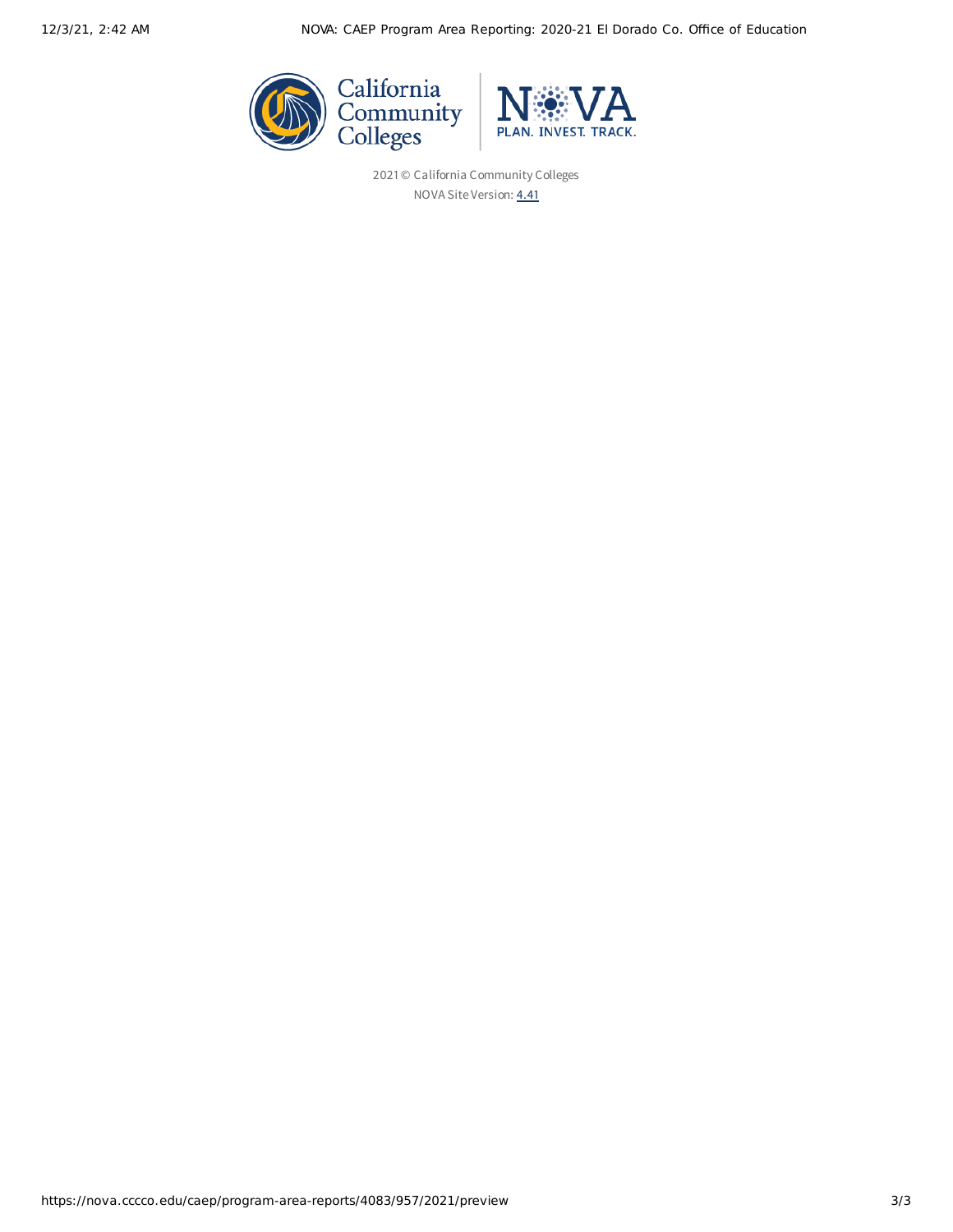2021 © California Community Colleges

NOVA Site Version: 4.41